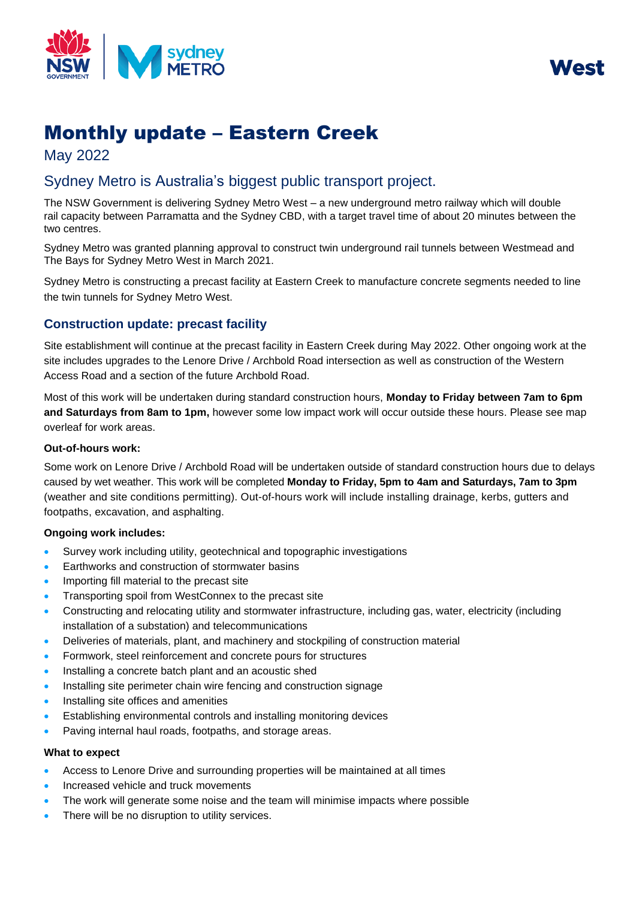West

# Monthly update – Eastern Creek

May 2022

## Sydney Metro is Australia's biggest public transport project.

The NSW Government is delivering Sydney Metro West – a new underground metro railway which will double rail capacity between Parramatta and the Sydney CBD, with a target travel time of about 20 minutes between the two centres.

Sydney Metro was granted planning approval to construct twin underground rail tunnels between Westmead and The Bays for Sydney Metro West in March 2021.

Sydney Metro is constructing a precast facility at Eastern Creek to manufacture concrete segments needed to line the twin tunnels for Sydney Metro West.

### Construction update: precast facility

Site establishment will continue at the precast facility in Eastern Creek during May 2022. Other ongoing work at the site includes upgrades to the Lenore Drive / Archbold Road intersection as well as construction of the Western Access Road and a section of the future Archbold Road.

Most of this work will be undertaken during standard construction hours, **Monday to Friday between 7am to 6pm and Saturdays from 8am to 1pm,** however some low impact work will occur outside these hours. Please see map overleaf for work areas.

#### Out-of-hours work:

Some work on Lenore Drive / Archbold Road will be undertaken outside of standard construction hours due to delays caused by wet weather. This work will be completed **Monday to Friday, 5pm to 4am and Saturdays, 7am to 3pm** (weather and site conditions permitting). Out-of-hours work will include installing drainage, kerbs, gutters and footpaths, excavation, and asphalting.

#### Ongoing work includes:

- Survey work including utility, geotechnical and topographic investigations
- Earthworks and construction of stormwater basins
- Importing fill material to the precast site
- Transporting spoil from WestConnex to the precast site
- Constructing and relocating utility and stormwater infrastructure, including gas, water, electricity (including installation of a substation) and telecommunications
- Deliveries of materials, plant, and machinery and stockpiling of construction material
- Formwork, steel reinforcement and concrete pours for structures
- Installing a concrete batch plant and an acoustic shed
- Installing site perimeter chain wire fencing and construction signage
- Installing site offices and amenities
- Establishing environmental controls and installing monitoring devices
- Paving internal haul roads, footpaths, and storage areas.

#### What to expect

- Access to Lenore Drive and surrounding properties will be maintained at all times
- Increased vehicle and truck movements
- The work will generate some noise and the team will minimise impacts where possible
- There will be no disruption to utility services.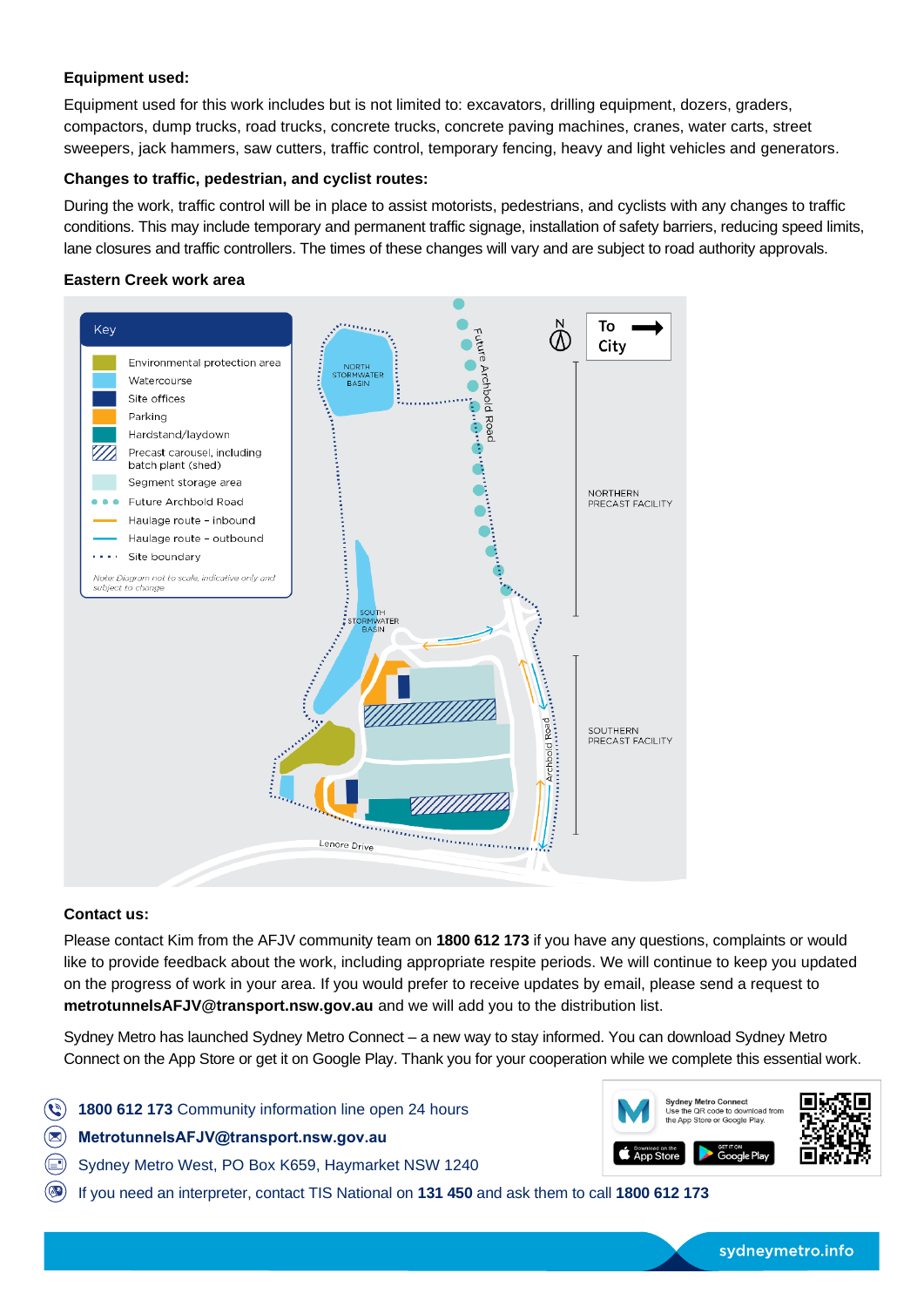**Equipment used:**

Equipment used for this work includes but is not limited to: excavators, drilling equipment, dozers, graders, compactors, dump trucks, road trucks, concrete trucks, concrete paving machines, cranes, water carts, street sweepers, jack hammers, saw cutters, traffic control, temporary fencing, heavy and light vehicles and generators.

**Changes to traffic, pedestrian, and cyclist routes:**

During the work, traffic control will be in place to assist motorists, pedestrians, and cyclists with any changes to traffic conditions. This may include temporary and permanent traffic signage, installation of safety barriers, reducing speed limits, lane closures and traffic controllers. The times of these changes will vary and are subject to road authority approvals.

**Eastern Creek work area**

Key
Environmental protection area
Watercourse
Site offices
Parking
Hardstand/laydown
Precast carousel, including batch plant (shed)
Segment storage area
Future Archbold Road
Haulage route – inbound
Haulage route – outbound
Site boundary
Note: Diagram not to scale, indicative only and subject to change

N
To City
NORTH STORMWATER BASIN
Future Archbold Road
NORTHERN PRECAST FACILITY
SOUTH STORMWATER BASIN
SOUTHERN PRECAST FACILITY
Archbold Road
Lenore Drive

**Contact us:**

Please contact Kim from the AFJV community team on **1800 612 173** if you have any questions, complaints or would like to provide feedback about the work, including appropriate respite periods. We will continue to keep you updated on the progress of work in your area. If you would prefer to receive updates by email, please send a request to **metrotunnelsAFJV@transport.nsw.gov.au** and we will add you to the distribution list.

Sydney Metro has launched Sydney Metro Connect – a new way to stay informed. You can download Sydney Metro Connect on the App Store or get it on Google Play. Thank you for your cooperation while we complete this essential work.

**1800 612 173** Community information line open 24 hours

**MetrotunnelsAFJV@transport.nsw.gov.au**

Sydney Metro West, PO Box K659, Haymarket NSW 1240

If you need an interpreter, contact TIS National on **131 450** and ask them to call **1800 612 173**

Sydney Metro Connect
Use the QR code to download from the App Store or Google Play.
Download on the App Store
GET IT ON Google Play

sydneymetro.info